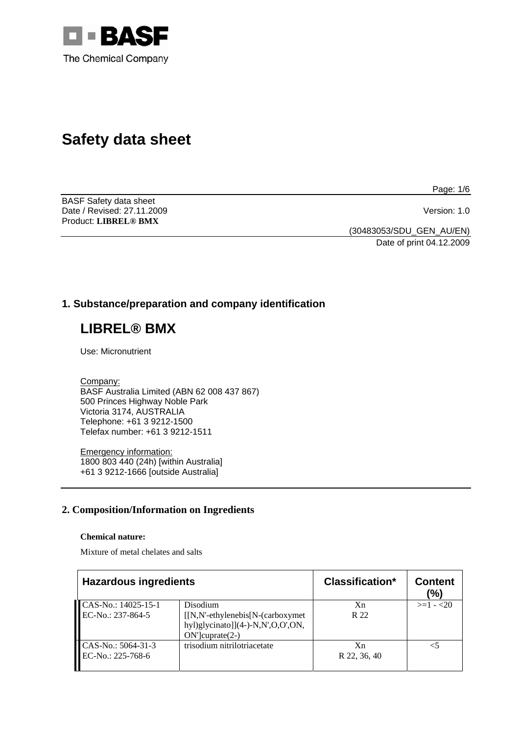BASF
The Chemical Company

# Safety data sheet

BASF Safety data sheet
Date / Revised: 27.11.2009 Version: 1.0
Product: **LIBREL® BMX**

(30483053/SDU_GEN_AU/EN)
Date of print 04.12.2009

## 1. Substance/preparation and company identification

# LIBREL® BMX

Use: Micronutrient

Company:
BASF Australia Limited (ABN 62 008 437 867)
500 Princes Highway Noble Park
Victoria 3174, AUSTRALIA
Telephone: +61 3 9212-1500
Telefax number: +61 3 9212-1511

Emergency information:
1800 803 440 (24h) [within Australia]
+61 3 9212-1666 [outside Australia]

## 2. Composition/Information on Ingredients

**Chemical nature:**

Mixture of metal chelates and salts

| Hazardous ingredients | | Classification* | Content (%) |
|---|---|---|---|
| CAS-No.: 14025-15-1<br>EC-No.: 237-864-5 | Disodium [[N,N'-ethylenebis[N-(carboxymethyl)glycinato]](4-)-N,N',O,O',ON,ON']cuprate(2-) | Xn<br>R 22 | >=1 - <20 |
| CAS-No.: 5064-31-3<br>EC-No.: 225-768-6 | trisodium nitrilotriacetate | Xn<br>R 22, 36, 40 | <5 |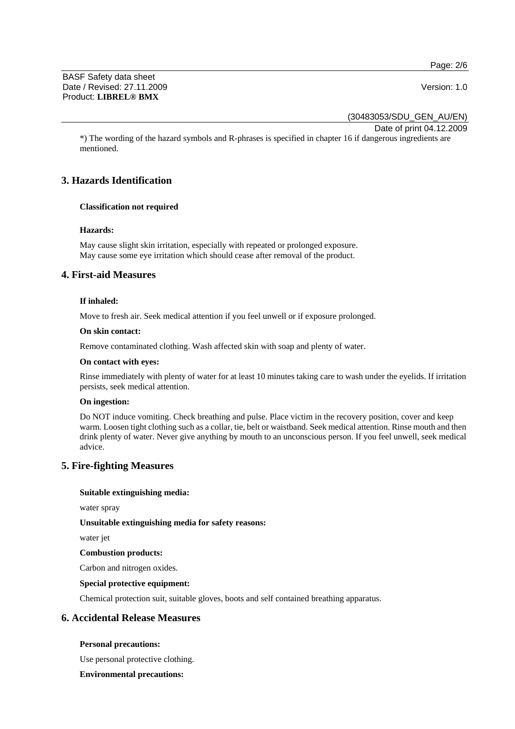*) The wording of the hazard symbols and R-phrases is specified in chapter 16 if dangerous ingredients are mentioned.

## 3. Hazards Identification

**Classification not required**

**Hazards:**

May cause slight skin irritation, especially with repeated or prolonged exposure.
May cause some eye irritation which should cease after removal of the product.

## 4. First-aid Measures

**If inhaled:**

Move to fresh air. Seek medical attention if you feel unwell or if exposure prolonged.

**On skin contact:**

Remove contaminated clothing. Wash affected skin with soap and plenty of water.

**On contact with eyes:**

Rinse immediately with plenty of water for at least 10 minutes taking care to wash under the eyelids. If irritation persists, seek medical attention.

**On ingestion:**

Do NOT induce vomiting. Check breathing and pulse. Place victim in the recovery position, cover and keep warm. Loosen tight clothing such as a collar, tie, belt or waistband. Seek medical attention. Rinse mouth and then drink plenty of water. Never give anything by mouth to an unconscious person. If you feel unwell, seek medical advice.

## 5. Fire-fighting Measures

**Suitable extinguishing media:**

water spray

**Unsuitable extinguishing media for safety reasons:**

water jet

**Combustion products:**

Carbon and nitrogen oxides.

**Special protective equipment:**

Chemical protection suit, suitable gloves, boots and self contained breathing apparatus.

## 6. Accidental Release Measures

**Personal precautions:**

Use personal protective clothing.

**Environmental precautions:**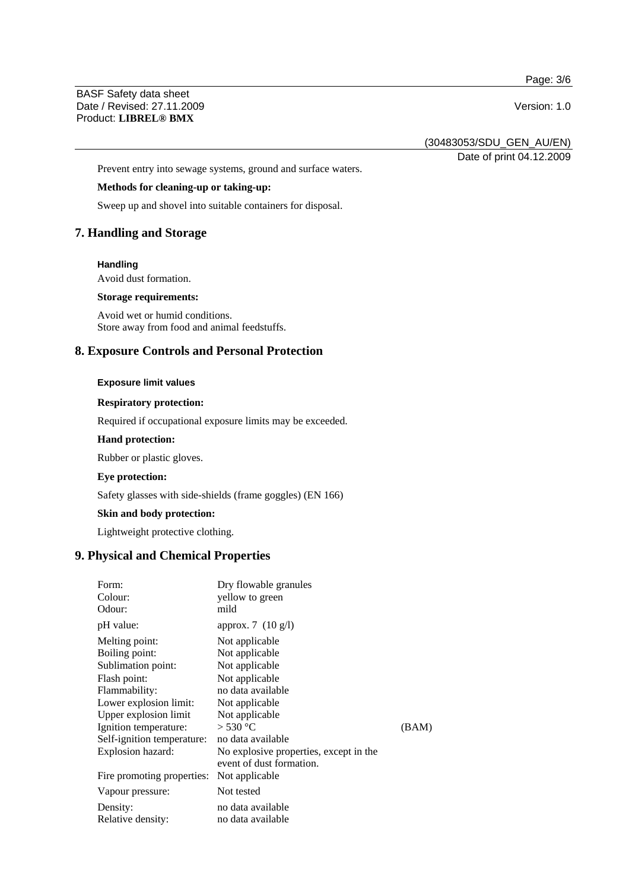Prevent entry into sewage systems, ground and surface waters.

**Methods for cleaning-up or taking-up:**

Sweep up and shovel into suitable containers for disposal.

## 7. Handling and Storage

**Handling**

Avoid dust formation.

**Storage requirements:**

Avoid wet or humid conditions.
Store away from food and animal feedstuffs.

## 8. Exposure Controls and Personal Protection

**Exposure limit values**

**Respiratory protection:**

Required if occupational exposure limits may be exceeded.

**Hand protection:**

Rubber or plastic gloves.

**Eye protection:**

Safety glasses with side-shields (frame goggles) (EN 166)

**Skin and body protection:**

Lightweight protective clothing.

## 9. Physical and Chemical Properties

| | | |
|---|---|---|
| Form: | Dry flowable granules | |
| Colour: | yellow to green | |
| Odour: | mild | |
| pH value: | approx. 7 (10 g/l) | |
| Melting point: | Not applicable | |
| Boiling point: | Not applicable | |
| Sublimation point: | Not applicable | |
| Flash point: | Not applicable | |
| Flammability: | no data available | |
| Lower explosion limit: | Not applicable | |
| Upper explosion limit | Not applicable | |
| Ignition temperature: | > 530 °C | (BAM) |
| Self-ignition temperature: | no data available | |
| Explosion hazard: | No explosive properties, except in the event of dust formation. | |
| Fire promoting properties: | Not applicable | |
| Vapour pressure: | Not tested | |
| Density: | no data available | |
| Relative density: | no data available | |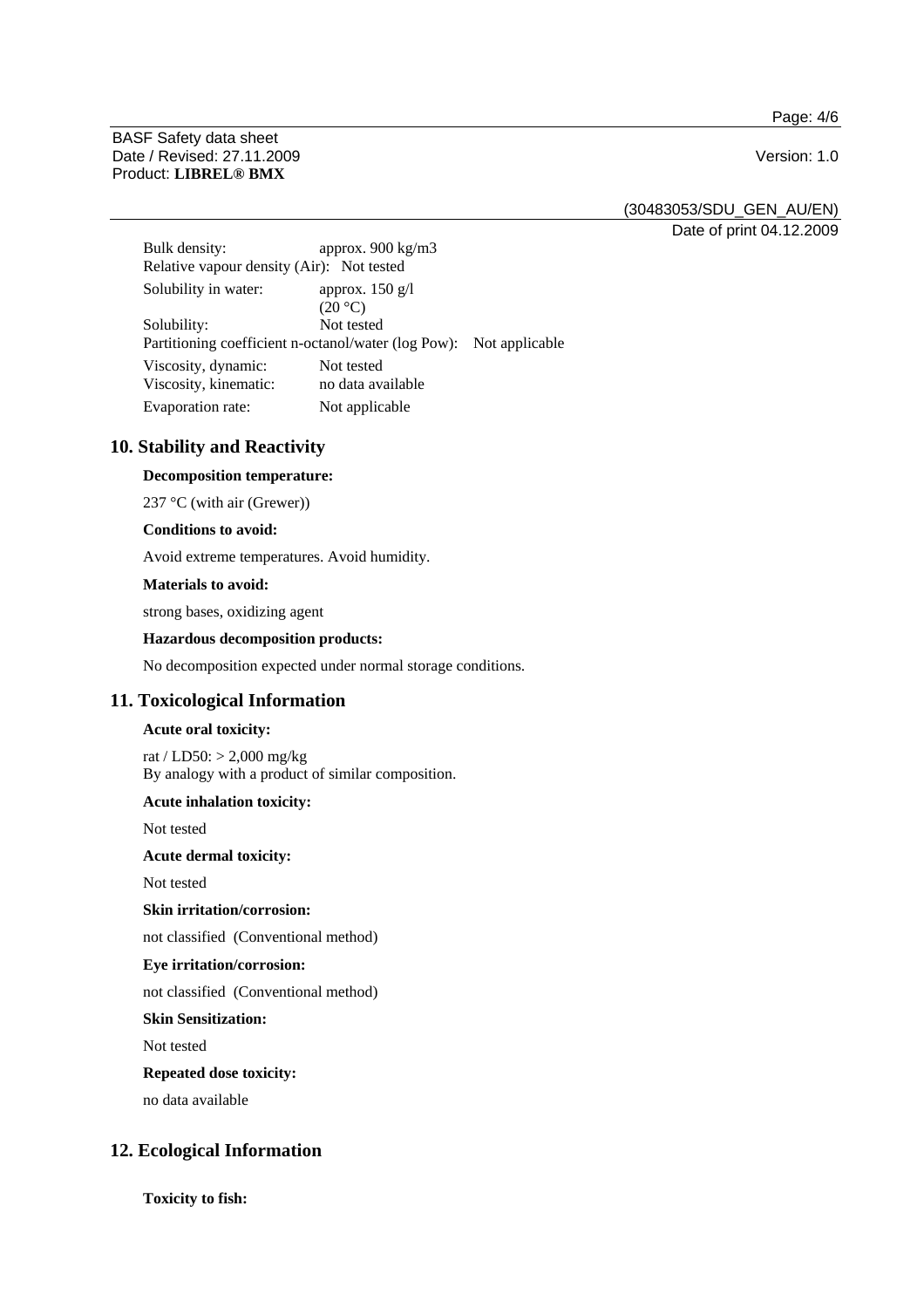| | |
|---|---|
| Bulk density: | approx. 900 kg/m3 |
| Relative vapour density (Air): | Not tested |
| Solubility in water: | approx. 150 g/l (20 °C) |
| Solubility: | Not tested |
| Partitioning coefficient n-octanol/water (log Pow): | Not applicable |
| Viscosity, dynamic: | Not tested |
| Viscosity, kinematic: | no data available |
| Evaporation rate: | Not applicable |

## 10. Stability and Reactivity

**Decomposition temperature:**

237 °C (with air (Grewer))

**Conditions to avoid:**

Avoid extreme temperatures. Avoid humidity.

**Materials to avoid:**

strong bases, oxidizing agent

**Hazardous decomposition products:**

No decomposition expected under normal storage conditions.

## 11. Toxicological Information

**Acute oral toxicity:**

rat / LD50: > 2,000 mg/kg
By analogy with a product of similar composition.

**Acute inhalation toxicity:**

Not tested

**Acute dermal toxicity:**

Not tested

**Skin irritation/corrosion:**

not classified (Conventional method)

**Eye irritation/corrosion:**

not classified (Conventional method)

**Skin Sensitization:**

Not tested

**Repeated dose toxicity:**

no data available

## 12. Ecological Information

**Toxicity to fish:**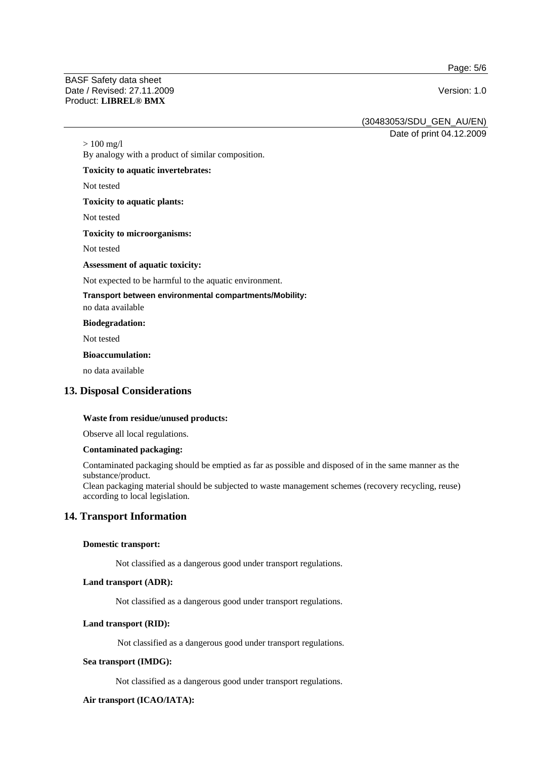> 100 mg/l
By analogy with a product of similar composition.

**Toxicity to aquatic invertebrates:**

Not tested

**Toxicity to aquatic plants:**

Not tested

**Toxicity to microorganisms:**

Not tested

**Assessment of aquatic toxicity:**

Not expected to be harmful to the aquatic environment.

**Transport between environmental compartments/Mobility:**

no data available

**Biodegradation:**

Not tested

**Bioaccumulation:**

no data available

## 13. Disposal Considerations

**Waste from residue/unused products:**

Observe all local regulations.

**Contaminated packaging:**

Contaminated packaging should be emptied as far as possible and disposed of in the same manner as the substance/product.
Clean packaging material should be subjected to waste management schemes (recovery recycling, reuse) according to local legislation.

## 14. Transport Information

**Domestic transport:**

Not classified as a dangerous good under transport regulations.

**Land transport (ADR):**

Not classified as a dangerous good under transport regulations.

**Land transport (RID):**

Not classified as a dangerous good under transport regulations.

**Sea transport (IMDG):**

Not classified as a dangerous good under transport regulations.

**Air transport (ICAO/IATA):**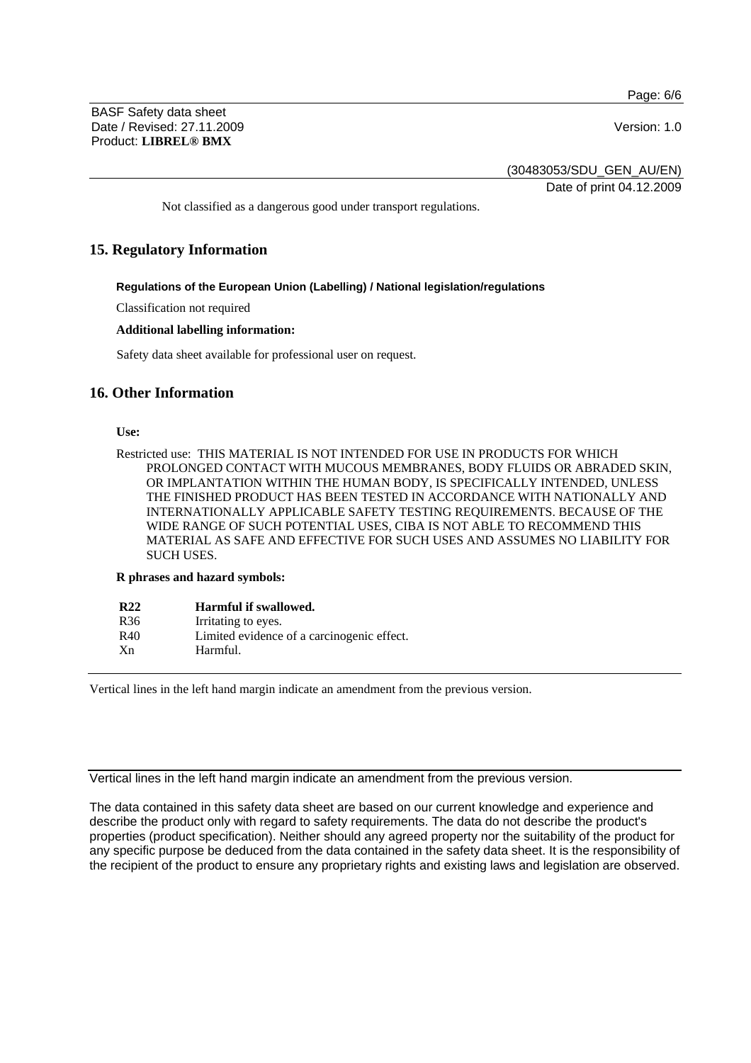Not classified as a dangerous good under transport regulations.

## 15. Regulatory Information

**Regulations of the European Union (Labelling) / National legislation/regulations**

Classification not required

**Additional labelling information:**

Safety data sheet available for professional user on request.

## 16. Other Information

**Use:**

Restricted use: THIS MATERIAL IS NOT INTENDED FOR USE IN PRODUCTS FOR WHICH PROLONGED CONTACT WITH MUCOUS MEMBRANES, BODY FLUIDS OR ABRADED SKIN, OR IMPLANTATION WITHIN THE HUMAN BODY, IS SPECIFICALLY INTENDED, UNLESS THE FINISHED PRODUCT HAS BEEN TESTED IN ACCORDANCE WITH NATIONALLY AND INTERNATIONALLY APPLICABLE SAFETY TESTING REQUIREMENTS. BECAUSE OF THE WIDE RANGE OF SUCH POTENTIAL USES, CIBA IS NOT ABLE TO RECOMMEND THIS MATERIAL AS SAFE AND EFFECTIVE FOR SUCH USES AND ASSUMES NO LIABILITY FOR SUCH USES.

**R phrases and hazard symbols:**

| | |
|---|---|
| **R22** | **Harmful if swallowed.** |
| R36 | Irritating to eyes. |
| R40 | Limited evidence of a carcinogenic effect. |
| Xn | Harmful. |

Vertical lines in the left hand margin indicate an amendment from the previous version.

Vertical lines in the left hand margin indicate an amendment from the previous version.

The data contained in this safety data sheet are based on our current knowledge and experience and describe the product only with regard to safety requirements. The data do not describe the product's properties (product specification). Neither should any agreed property nor the suitability of the product for any specific purpose be deduced from the data contained in the safety data sheet. It is the responsibility of the recipient of the product to ensure any proprietary rights and existing laws and legislation are observed.